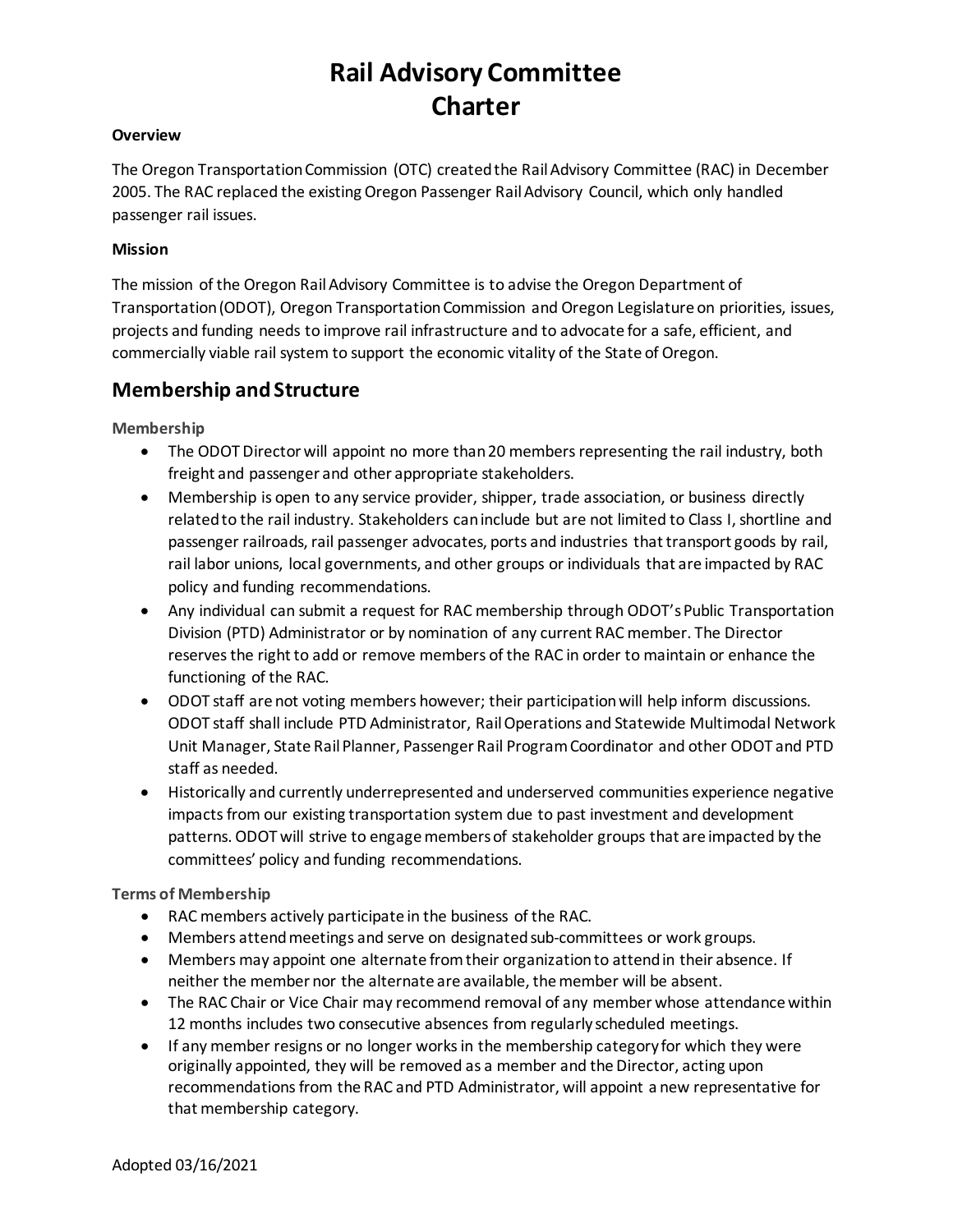# Rail Advisory Committee
# Charter

**Overview**

The Oregon Transportation Commission (OTC) created the Rail Advisory Committee (RAC) in December 2005. The RAC replaced the existing Oregon Passenger Rail Advisory Council, which only handled passenger rail issues.

**Mission**

The mission of the Oregon Rail Advisory Committee is to advise the Oregon Department of Transportation (ODOT), Oregon Transportation Commission and Oregon Legislature on priorities, issues, projects and funding needs to improve rail infrastructure and to advocate for a safe, efficient, and commercially viable rail system to support the economic vitality of the State of Oregon.

## Membership and Structure

### Membership

- The ODOT Director will appoint no more than 20 members representing the rail industry, both freight and passenger and other appropriate stakeholders.
- Membership is open to any service provider, shipper, trade association, or business directly related to the rail industry. Stakeholders can include but are not limited to Class I, shortline and passenger railroads, rail passenger advocates, ports and industries that transport goods by rail, rail labor unions, local governments, and other groups or individuals that are impacted by RAC policy and funding recommendations.
- Any individual can submit a request for RAC membership through ODOT's Public Transportation Division (PTD) Administrator or by nomination of any current RAC member. The Director reserves the right to add or remove members of the RAC in order to maintain or enhance the functioning of the RAC.
- ODOT staff are not voting members however; their participation will help inform discussions. ODOT staff shall include PTD Administrator, Rail Operations and Statewide Multimodal Network Unit Manager, State Rail Planner, Passenger Rail Program Coordinator and other ODOT and PTD staff as needed.
- Historically and currently underrepresented and underserved communities experience negative impacts from our existing transportation system due to past investment and development patterns. ODOT will strive to engage members of stakeholder groups that are impacted by the committees' policy and funding recommendations.

### Terms of Membership

- RAC members actively participate in the business of the RAC.
- Members attend meetings and serve on designated sub-committees or work groups.
- Members may appoint one alternate from their organization to attend in their absence. If neither the member nor the alternate are available, the member will be absent.
- The RAC Chair or Vice Chair may recommend removal of any member whose attendance within 12 months includes two consecutive absences from regularly scheduled meetings.
- If any member resigns or no longer works in the membership category for which they were originally appointed, they will be removed as a member and the Director, acting upon recommendations from the RAC and PTD Administrator, will appoint a new representative for that membership category.

Adopted 03/16/2021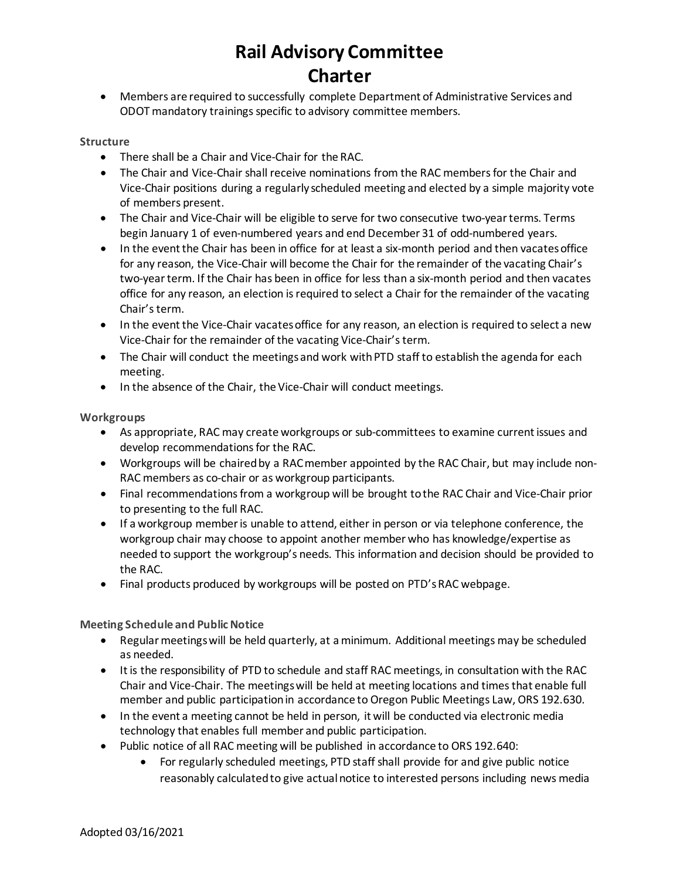- Members are required to successfully complete Department of Administrative Services and ODOT mandatory trainings specific to advisory committee members.

**Structure**

- There shall be a Chair and Vice-Chair for the RAC.
- The Chair and Vice-Chair shall receive nominations from the RAC members for the Chair and Vice-Chair positions during a regularly scheduled meeting and elected by a simple majority vote of members present.
- The Chair and Vice-Chair will be eligible to serve for two consecutive two-year terms. Terms begin January 1 of even-numbered years and end December 31 of odd-numbered years.
- In the event the Chair has been in office for at least a six-month period and then vacates office for any reason, the Vice-Chair will become the Chair for the remainder of the vacating Chair's two-year term. If the Chair has been in office for less than a six-month period and then vacates office for any reason, an election is required to select a Chair for the remainder of the vacating Chair's term.
- In the event the Vice-Chair vacates office for any reason, an election is required to select a new Vice-Chair for the remainder of the vacating Vice-Chair's term.
- The Chair will conduct the meetings and work with PTD staff to establish the agenda for each meeting.
- In the absence of the Chair, the Vice-Chair will conduct meetings.

**Workgroups**

- As appropriate, RAC may create workgroups or sub-committees to examine current issues and develop recommendations for the RAC.
- Workgroups will be chaired by a RAC member appointed by the RAC Chair, but may include non-RAC members as co-chair or as workgroup participants.
- Final recommendations from a workgroup will be brought to the RAC Chair and Vice-Chair prior to presenting to the full RAC.
- If a workgroup member is unable to attend, either in person or via telephone conference, the workgroup chair may choose to appoint another member who has knowledge/expertise as needed to support the workgroup's needs. This information and decision should be provided to the RAC.
- Final products produced by workgroups will be posted on PTD's RAC webpage.

**Meeting Schedule and Public Notice**

- Regular meetings will be held quarterly, at a minimum. Additional meetings may be scheduled as needed.
- It is the responsibility of PTD to schedule and staff RAC meetings, in consultation with the RAC Chair and Vice-Chair. The meetings will be held at meeting locations and times that enable full member and public participation in accordance to Oregon Public Meetings Law, ORS 192.630.
- In the event a meeting cannot be held in person, it will be conducted via electronic media technology that enables full member and public participation.
- Public notice of all RAC meeting will be published in accordance to ORS 192.640:
  - For regularly scheduled meetings, PTD staff shall provide for and give public notice reasonably calculated to give actual notice to interested persons including news media

Adopted 03/16/2021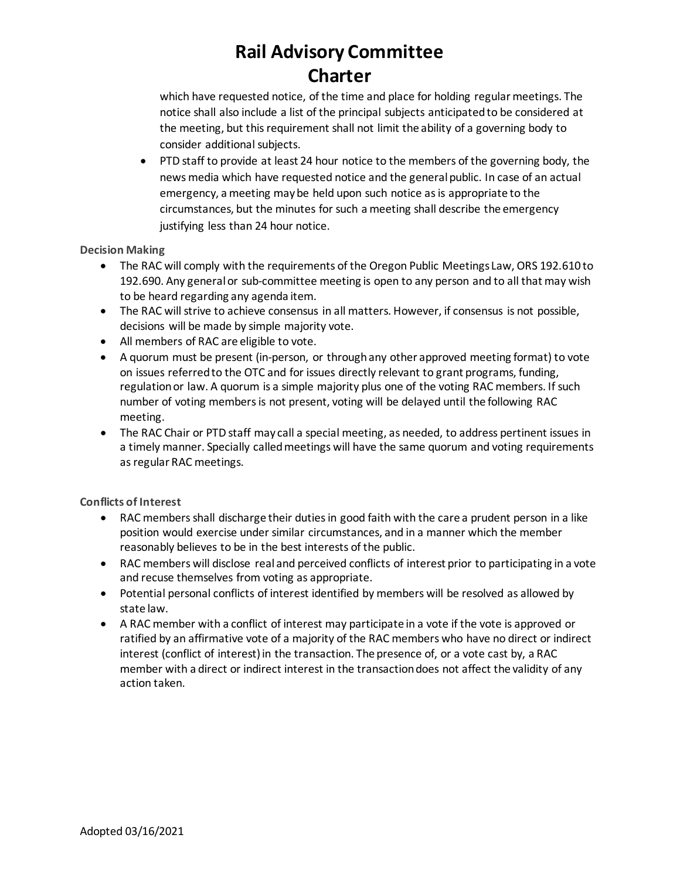which have requested notice, of the time and place for holding regular meetings. The notice shall also include a list of the principal subjects anticipated to be considered at the meeting, but this requirement shall not limit the ability of a governing body to consider additional subjects.

- PTD staff to provide at least 24 hour notice to the members of the governing body, the news media which have requested notice and the general public. In case of an actual emergency, a meeting may be held upon such notice as is appropriate to the circumstances, but the minutes for such a meeting shall describe the emergency justifying less than 24 hour notice.

**Decision Making**

- The RAC will comply with the requirements of the Oregon Public Meetings Law, ORS 192.610 to 192.690. Any general or sub-committee meeting is open to any person and to all that may wish to be heard regarding any agenda item.
- The RAC will strive to achieve consensus in all matters. However, if consensus is not possible, decisions will be made by simple majority vote.
- All members of RAC are eligible to vote.
- A quorum must be present (in-person, or through any other approved meeting format) to vote on issues referred to the OTC and for issues directly relevant to grant programs, funding, regulation or law. A quorum is a simple majority plus one of the voting RAC members. If such number of voting members is not present, voting will be delayed until the following RAC meeting.
- The RAC Chair or PTD staff may call a special meeting, as needed, to address pertinent issues in a timely manner. Specially called meetings will have the same quorum and voting requirements as regular RAC meetings.

**Conflicts of Interest**

- RAC members shall discharge their duties in good faith with the care a prudent person in a like position would exercise under similar circumstances, and in a manner which the member reasonably believes to be in the best interests of the public.
- RAC members will disclose real and perceived conflicts of interest prior to participating in a vote and recuse themselves from voting as appropriate.
- Potential personal conflicts of interest identified by members will be resolved as allowed by state law.
- A RAC member with a conflict of interest may participate in a vote if the vote is approved or ratified by an affirmative vote of a majority of the RAC members who have no direct or indirect interest (conflict of interest) in the transaction. The presence of, or a vote cast by, a RAC member with a direct or indirect interest in the transaction does not affect the validity of any action taken.